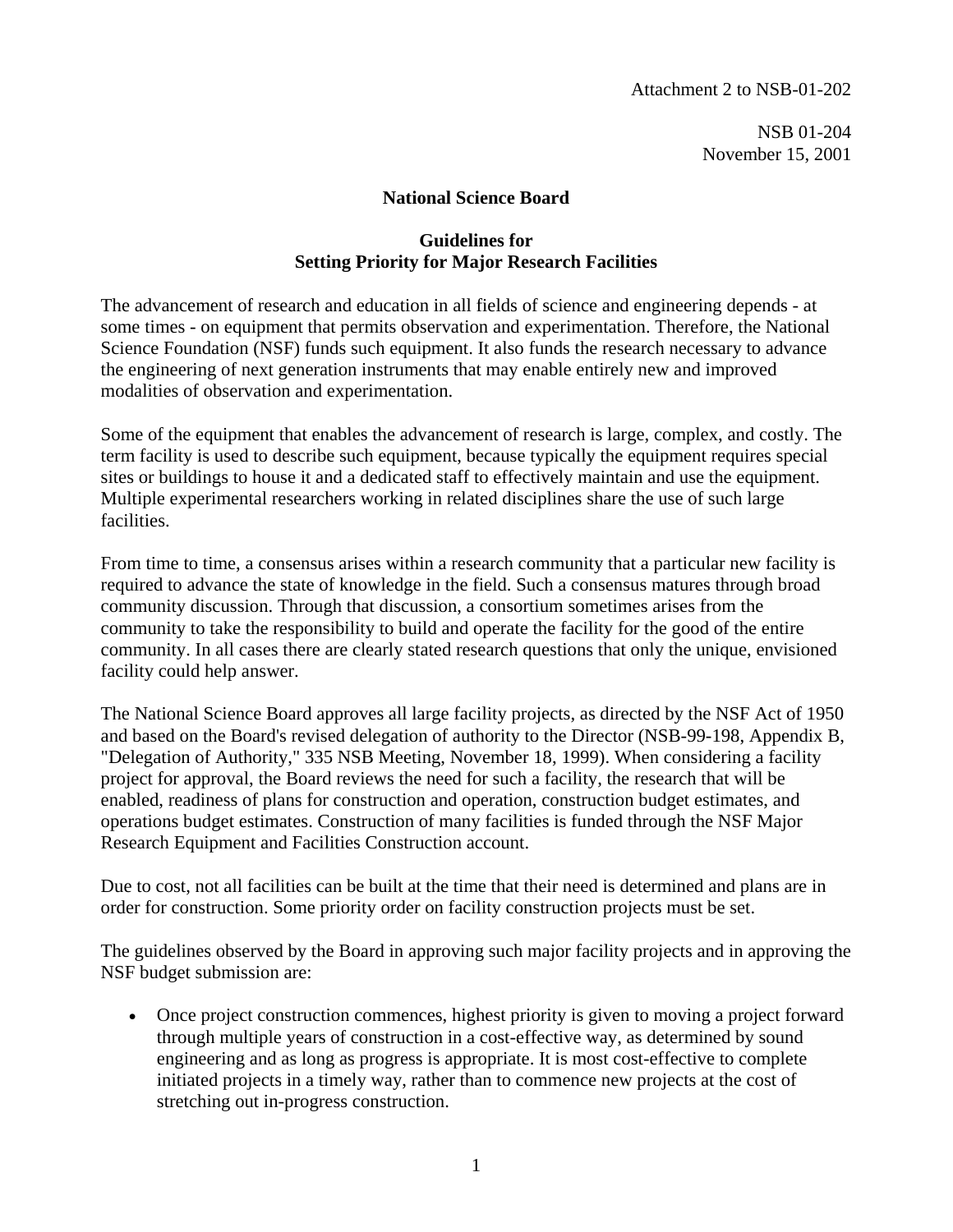Attachment 2 to NSB-01-202

NSB 01-204
November 15, 2001

# National Science Board

## Guidelines for Setting Priority for Major Research Facilities

The advancement of research and education in all fields of science and engineering depends - at some times - on equipment that permits observation and experimentation. Therefore, the National Science Foundation (NSF) funds such equipment. It also funds the research necessary to advance the engineering of next generation instruments that may enable entirely new and improved modalities of observation and experimentation.

Some of the equipment that enables the advancement of research is large, complex, and costly. The term facility is used to describe such equipment, because typically the equipment requires special sites or buildings to house it and a dedicated staff to effectively maintain and use the equipment. Multiple experimental researchers working in related disciplines share the use of such large facilities.

From time to time, a consensus arises within a research community that a particular new facility is required to advance the state of knowledge in the field. Such a consensus matures through broad community discussion. Through that discussion, a consortium sometimes arises from the community to take the responsibility to build and operate the facility for the good of the entire community. In all cases there are clearly stated research questions that only the unique, envisioned facility could help answer.

The National Science Board approves all large facility projects, as directed by the NSF Act of 1950 and based on the Board's revised delegation of authority to the Director (NSB-99-198, Appendix B, "Delegation of Authority," 335 NSB Meeting, November 18, 1999). When considering a facility project for approval, the Board reviews the need for such a facility, the research that will be enabled, readiness of plans for construction and operation, construction budget estimates, and operations budget estimates. Construction of many facilities is funded through the NSF Major Research Equipment and Facilities Construction account.

Due to cost, not all facilities can be built at the time that their need is determined and plans are in order for construction. Some priority order on facility construction projects must be set.

The guidelines observed by the Board in approving such major facility projects and in approving the NSF budget submission are:

- Once project construction commences, highest priority is given to moving a project forward through multiple years of construction in a cost-effective way, as determined by sound engineering and as long as progress is appropriate. It is most cost-effective to complete initiated projects in a timely way, rather than to commence new projects at the cost of stretching out in-progress construction.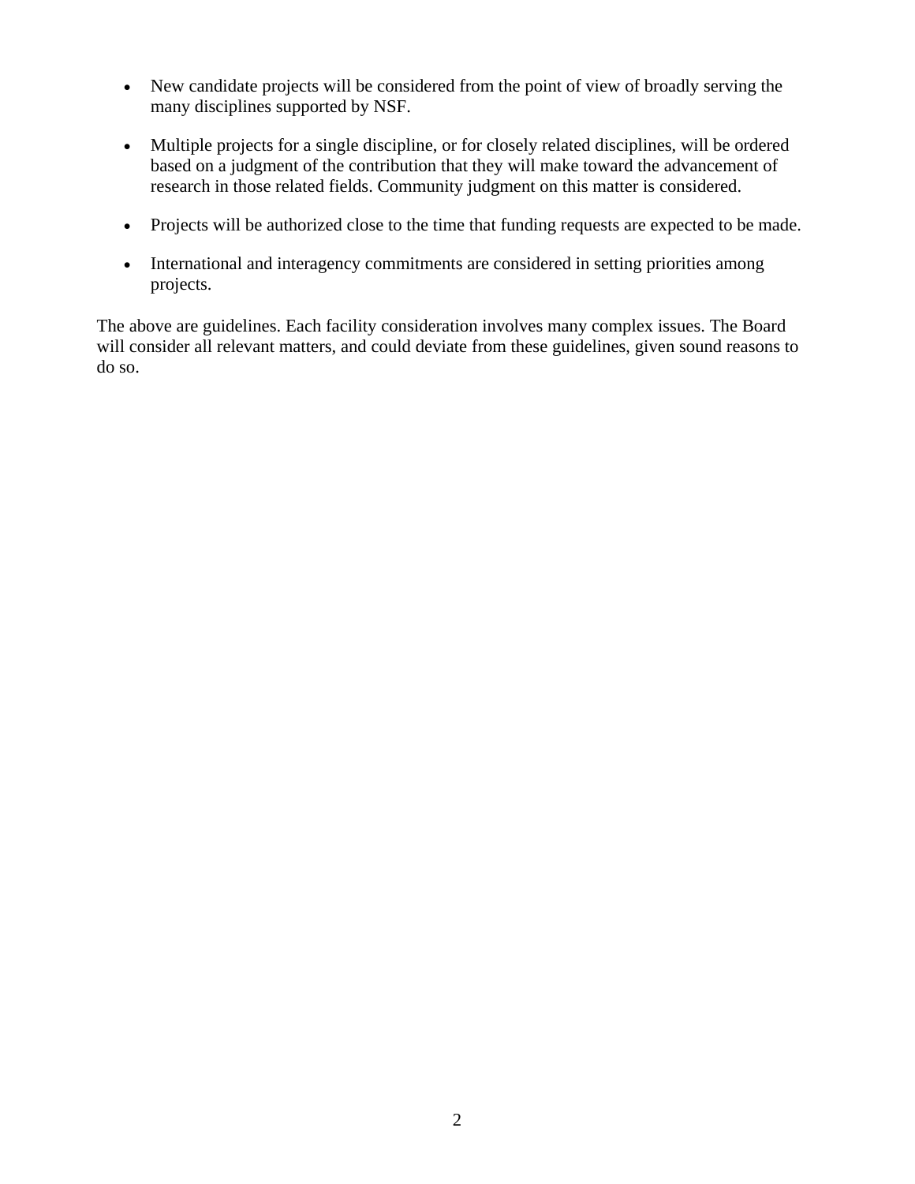- New candidate projects will be considered from the point of view of broadly serving the many disciplines supported by NSF.
- Multiple projects for a single discipline, or for closely related disciplines, will be ordered based on a judgment of the contribution that they will make toward the advancement of research in those related fields. Community judgment on this matter is considered.
- Projects will be authorized close to the time that funding requests are expected to be made.
- International and interagency commitments are considered in setting priorities among projects.

The above are guidelines. Each facility consideration involves many complex issues. The Board will consider all relevant matters, and could deviate from these guidelines, given sound reasons to do so.